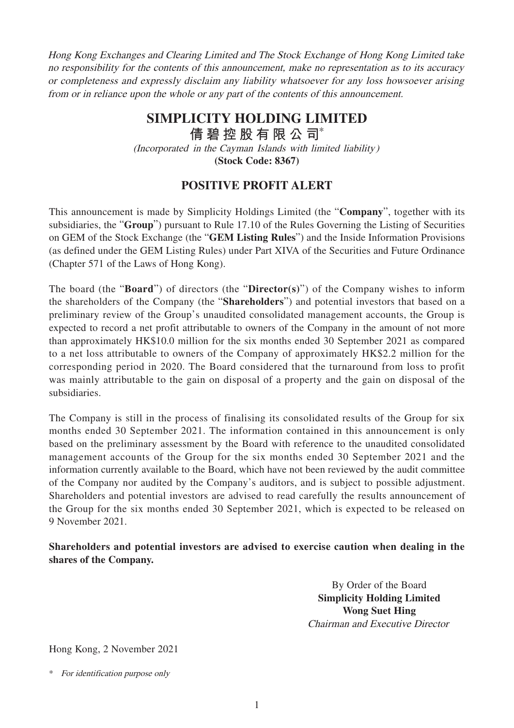*Hong Kong Exchanges and Clearing Limited and The Stock Exchange of Hong Kong Limited take no responsibility for the contents of this announcement, make no representation as to its accuracy or completeness and expressly disclaim any liability whatsoever for any loss howsoever arising from or in reliance upon the whole or any part of the contents of this announcement.*

# SIMPLICITY HOLDING LIMITED

# 倩碧控股有限公司*

*(Incorporated in the Cayman Islands with limited liability)*

**(Stock Code: 8367)**

## POSITIVE PROFIT ALERT

This announcement is made by Simplicity Holdings Limited (the "**Company**", together with its subsidiaries, the "**Group**") pursuant to Rule 17.10 of the Rules Governing the Listing of Securities on GEM of the Stock Exchange (the "**GEM Listing Rules**") and the Inside Information Provisions (as defined under the GEM Listing Rules) under Part XIVA of the Securities and Future Ordinance (Chapter 571 of the Laws of Hong Kong).

The board (the "**Board**") of directors (the "**Director(s)**") of the Company wishes to inform the shareholders of the Company (the "**Shareholders**") and potential investors that based on a preliminary review of the Group's unaudited consolidated management accounts, the Group is expected to record a net profit attributable to owners of the Company in the amount of not more than approximately HK$10.0 million for the six months ended 30 September 2021 as compared to a net loss attributable to owners of the Company of approximately HK$2.2 million for the corresponding period in 2020. The Board considered that the turnaround from loss to profit was mainly attributable to the gain on disposal of a property and the gain on disposal of the subsidiaries.

The Company is still in the process of finalising its consolidated results of the Group for six months ended 30 September 2021. The information contained in this announcement is only based on the preliminary assessment by the Board with reference to the unaudited consolidated management accounts of the Group for the six months ended 30 September 2021 and the information currently available to the Board, which have not been reviewed by the audit committee of the Company nor audited by the Company's auditors, and is subject to possible adjustment. Shareholders and potential investors are advised to read carefully the results announcement of the Group for the six months ended 30 September 2021, which is expected to be released on 9 November 2021.

**Shareholders and potential investors are advised to exercise caution when dealing in the shares of the Company.**

By Order of the Board
**Simplicity Holding Limited**
**Wong Suet Hing**
*Chairman and Executive Director*

Hong Kong, 2 November 2021

\* *For identification purpose only*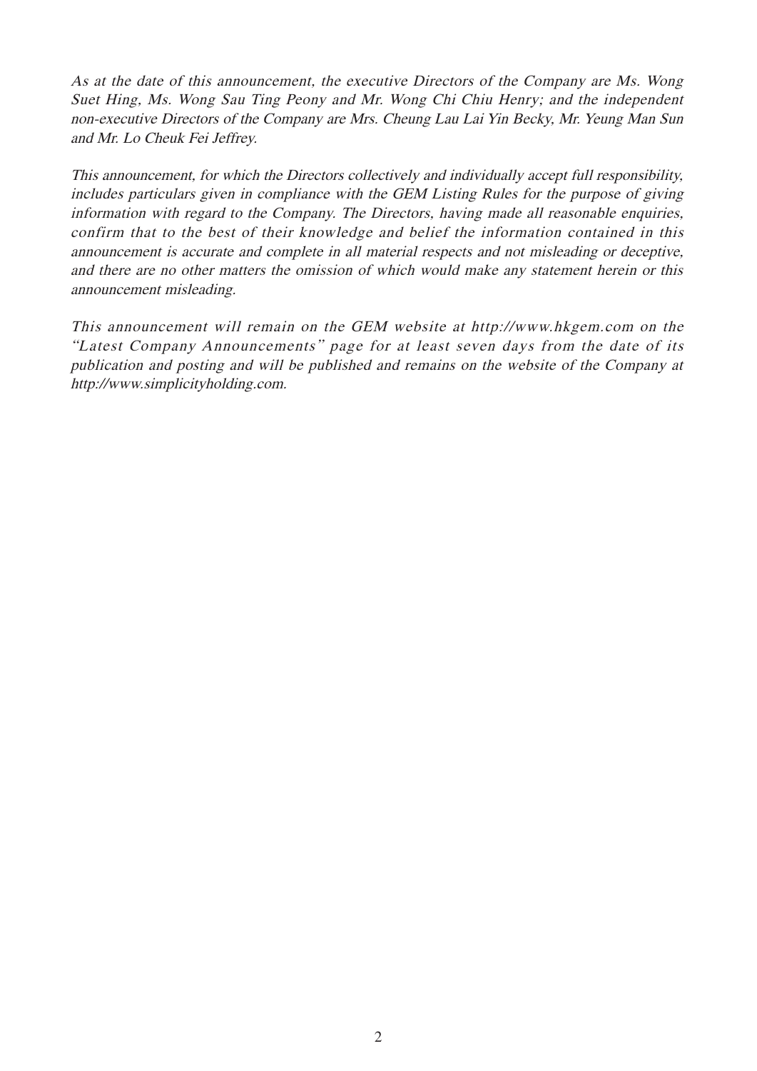*As at the date of this announcement, the executive Directors of the Company are Ms. Wong Suet Hing, Ms. Wong Sau Ting Peony and Mr. Wong Chi Chiu Henry; and the independent non-executive Directors of the Company are Mrs. Cheung Lau Lai Yin Becky, Mr. Yeung Man Sun and Mr. Lo Cheuk Fei Jeffrey.*

*This announcement, for which the Directors collectively and individually accept full responsibility, includes particulars given in compliance with the GEM Listing Rules for the purpose of giving information with regard to the Company. The Directors, having made all reasonable enquiries, confirm that to the best of their knowledge and belief the information contained in this announcement is accurate and complete in all material respects and not misleading or deceptive, and there are no other matters the omission of which would make any statement herein or this announcement misleading.*

*This announcement will remain on the GEM website at http://www.hkgem.com on the "Latest Company Announcements" page for at least seven days from the date of its publication and posting and will be published and remains on the website of the Company at http://www.simplicityholding.com.*